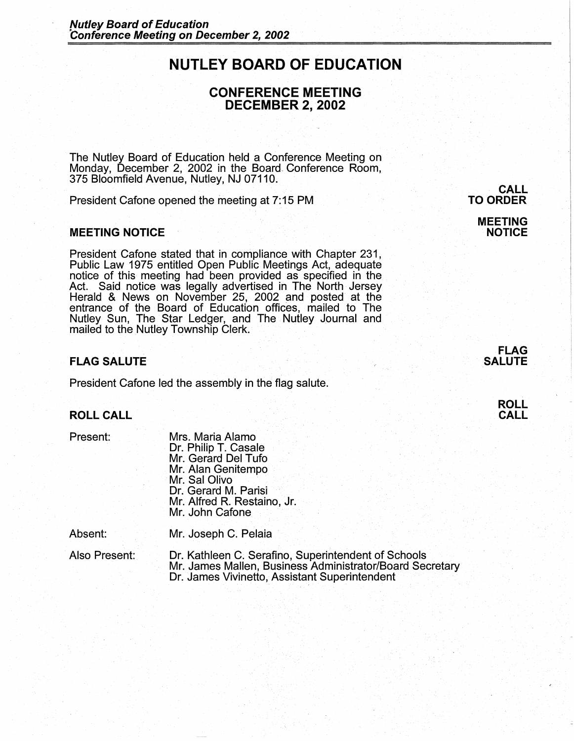# NUTLEY BOARD OF EDUCATION

## CONFERENCE MEETING
## DECEMBER 2, 2002

The Nutley Board of Education held a Conference Meeting on Monday, December 2, 2002 in the Board Conference Room, 375 Bloomfield Avenue, Nutley, NJ 07110.

**CALL TO ORDER**

President Cafone opened the meeting at 7:15 PM

**MEETING NOTICE**

### MEETING NOTICE

President Cafone stated that in compliance with Chapter 231, Public Law 1975 entitled Open Public Meetings Act, adequate notice of this meeting had been provided as specified in the Act. Said notice was legally advertised in The North Jersey Herald & News on November 25, 2002 and posted at the entrance of the Board of Education offices, mailed to The Nutley Sun, The Star Ledger, and The Nutley Journal and mailed to the Nutley Township Clerk.

**FLAG SALUTE**

### FLAG SALUTE

President Cafone led the assembly in the flag salute.

**ROLL CALL**

### ROLL CALL

Present:
- Mrs. Maria Alamo
- Dr. Philip T. Casale
- Mr. Gerard Del Tufo
- Mr. Alan Genitempo
- Mr. Sal Olivo
- Dr. Gerard M. Parisi
- Mr. Alfred R. Restaino, Jr.
- Mr. John Cafone

Absent:
- Mr. Joseph C. Pelaia

Also Present:
- Dr. Kathleen C. Serafino, Superintendent of Schools
- Mr. James Mallen, Business Administrator/Board Secretary
- Dr. James Vivinetto, Assistant Superintendent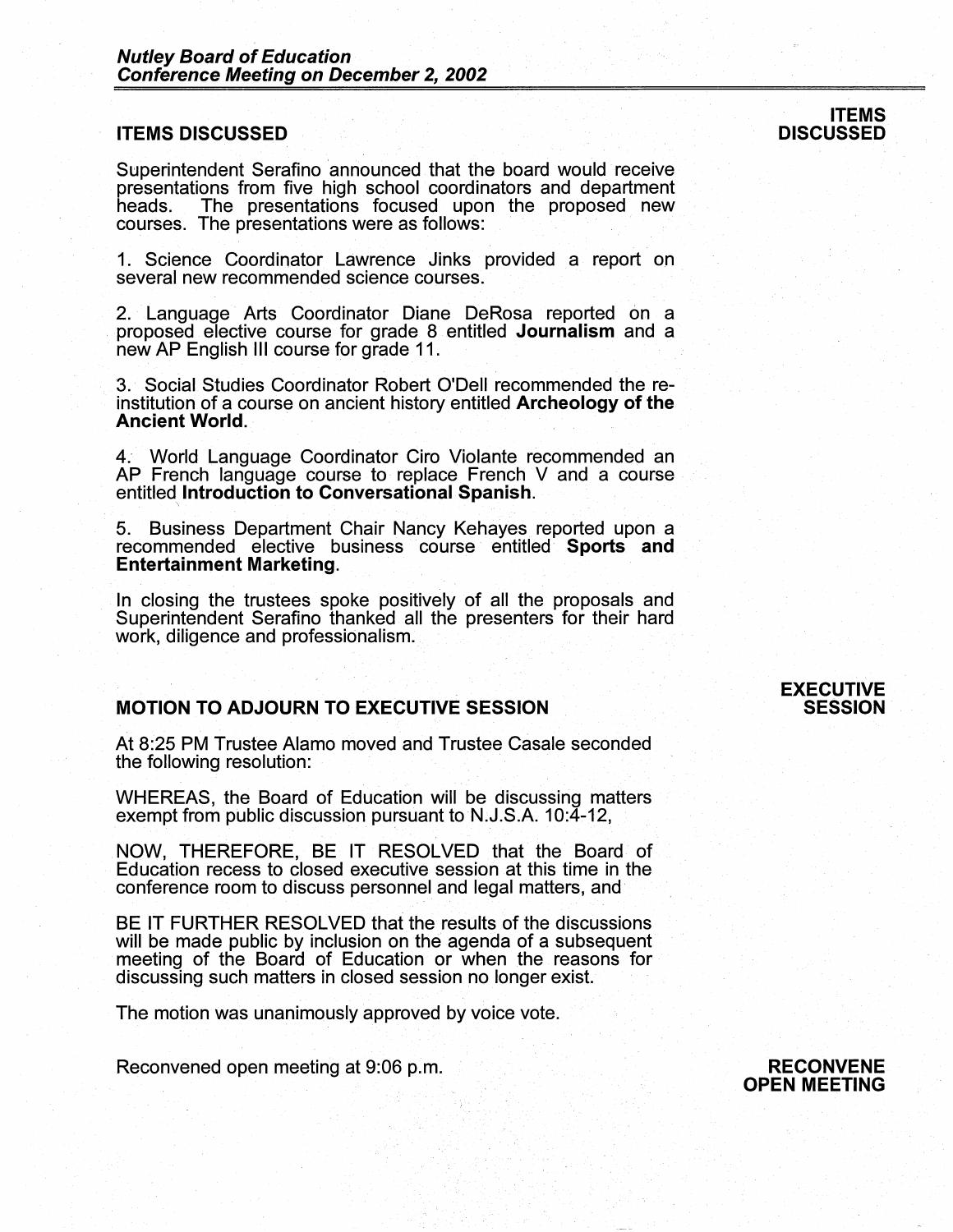## ITEMS DISCUSSED

Superintendent Serafino announced that the board would receive presentations from five high school coordinators and department heads. The presentations focused upon the proposed new courses. The presentations were as follows:

1. Science Coordinator Lawrence Jinks provided a report on several new recommended science courses.

2. Language Arts Coordinator Diane DeRosa reported on a proposed elective course for grade 8 entitled **Journalism** and a new AP English III course for grade 11.

3. Social Studies Coordinator Robert O'Dell recommended the re-institution of a course on ancient history entitled **Archeology of the Ancient World**.

4. World Language Coordinator Ciro Violante recommended an AP French language course to replace French V and a course entitled **Introduction to Conversational Spanish**.

5. Business Department Chair Nancy Kehayes reported upon a recommended elective business course entitled **Sports and Entertainment Marketing**.

In closing the trustees spoke positively of all the proposals and Superintendent Serafino thanked all the presenters for their hard work, diligence and professionalism.

## MOTION TO ADJOURN TO EXECUTIVE SESSION

At 8:25 PM Trustee Alamo moved and Trustee Casale seconded the following resolution:

WHEREAS, the Board of Education will be discussing matters exempt from public discussion pursuant to N.J.S.A. 10:4-12,

NOW, THEREFORE, BE IT RESOLVED that the Board of Education recess to closed executive session at this time in the conference room to discuss personnel and legal matters, and

BE IT FURTHER RESOLVED that the results of the discussions will be made public by inclusion on the agenda of a subsequent meeting of the Board of Education or when the reasons for discussing such matters in closed session no longer exist.

The motion was unanimously approved by voice vote.

## RECONVENE OPEN MEETING

Reconvened open meeting at 9:06 p.m.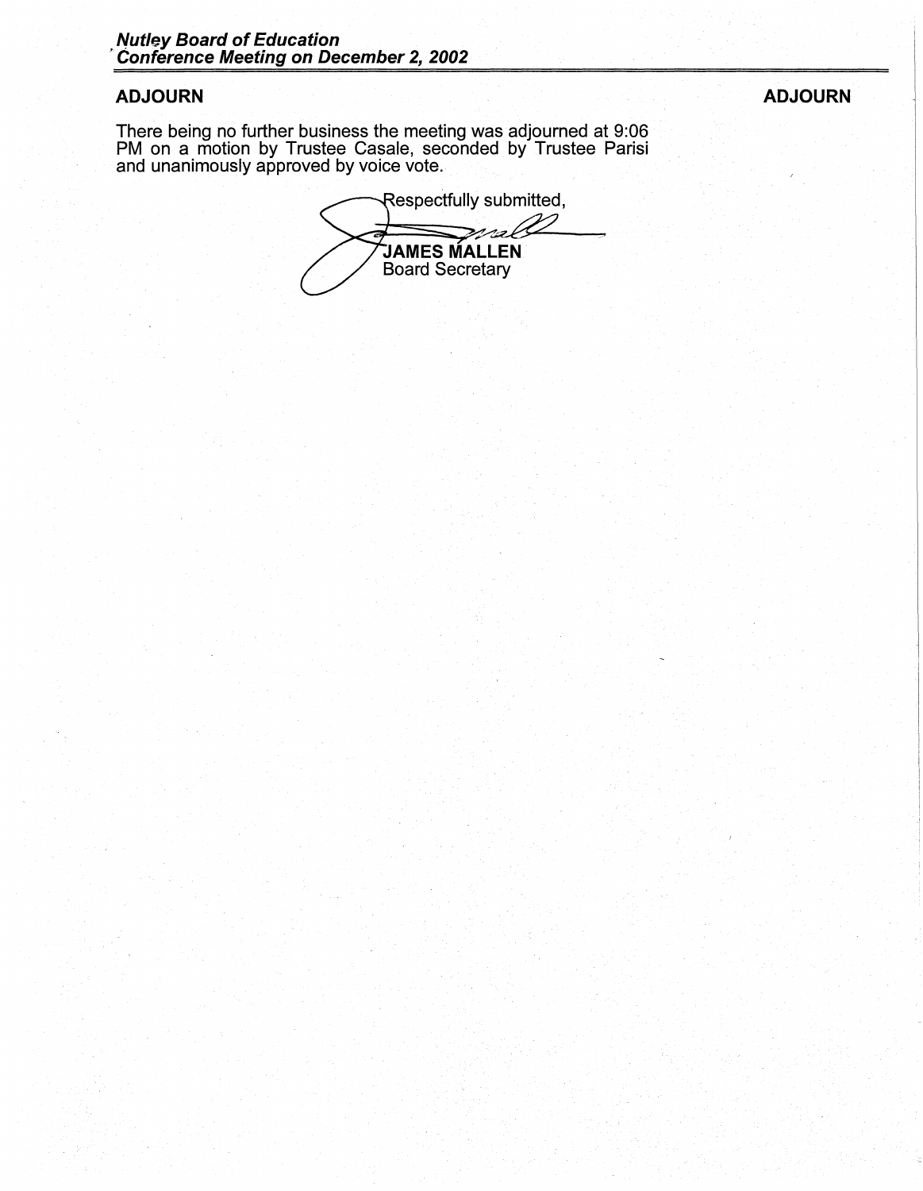## ADJOURN

There being no further business the meeting was adjourned at 9:06 PM on a motion by Trustee Casale, seconded by Trustee Parisi and unanimously approved by voice vote.

Respectfully submitted,

**JAMES MALLEN**
Board Secretary